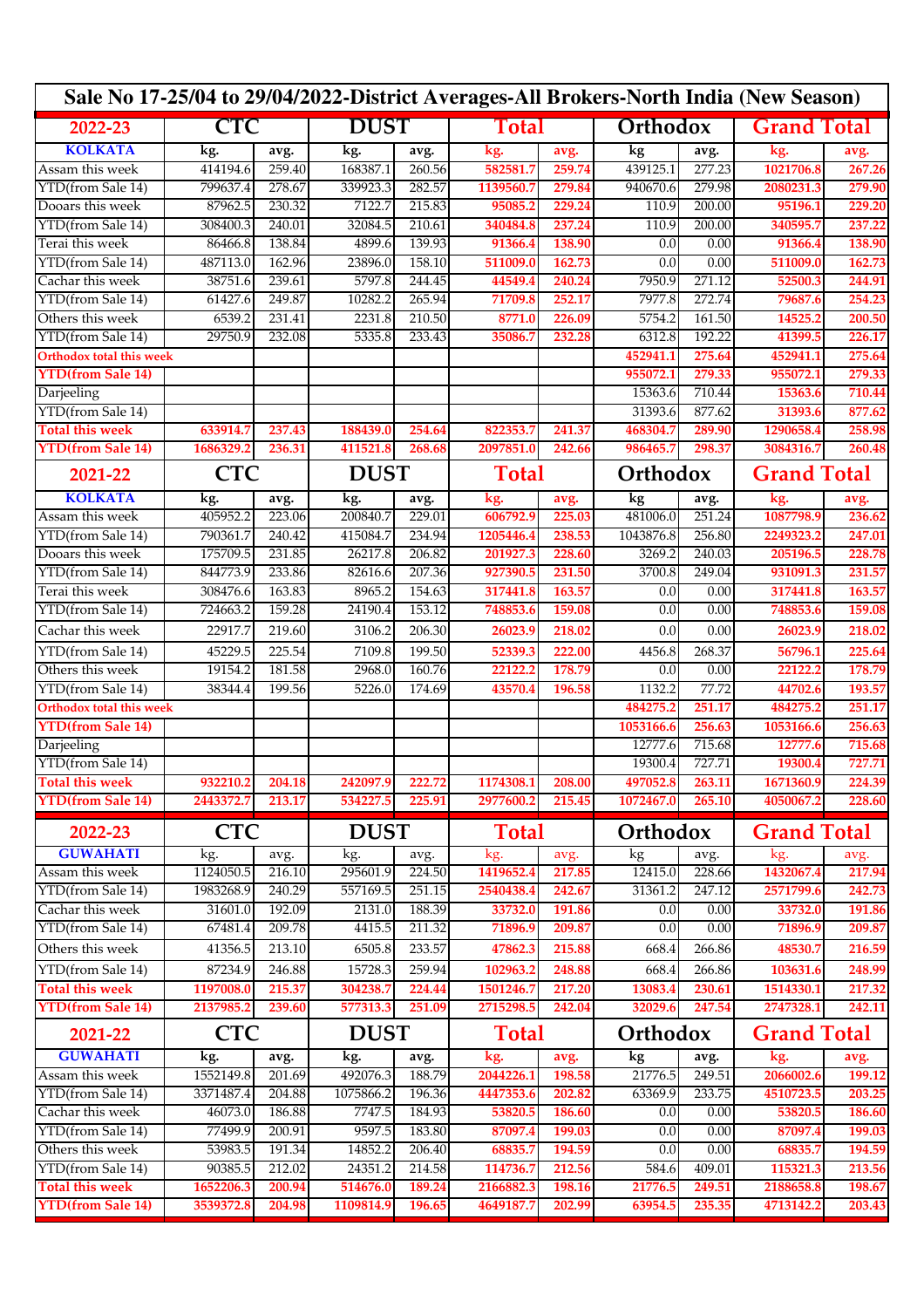# Sale No 17-25/04 to 29/04/2022-District Averages-All Brokers-North India (New Season)

| 2022-23 | CTC | | DUST | | Total | | Orthodox | | Grand Total | |
|---|---|---|---|---|---|---|---|---|---|---|
| **KOLKATA** | kg. | avg. | kg. | avg. | kg. | avg. | kg | avg. | kg. | avg. |
| Assam this week | 414194.6 | 259.40 | 168387.1 | 260.56 | 582581.7 | 259.74 | 439125.1 | 277.23 | 1021706.8 | 267.26 |
| YTD(from Sale 14) | 799637.4 | 278.67 | 339923.3 | 282.57 | 1139560.7 | 279.84 | 940670.6 | 279.98 | 2080231.3 | 279.90 |
| Dooars this week | 87962.5 | 230.32 | 7122.7 | 215.83 | 95085.2 | 229.24 | 110.9 | 200.00 | 95196.1 | 229.20 |
| YTD(from Sale 14) | 308400.3 | 240.01 | 32084.5 | 210.61 | 340484.8 | 237.24 | 110.9 | 200.00 | 340595.7 | 237.22 |
| Terai this week | 86466.8 | 138.84 | 4899.6 | 139.93 | 91366.4 | 138.90 | 0.0 | 0.00 | 91366.4 | 138.90 |
| YTD(from Sale 14) | 487113.0 | 162.96 | 23896.0 | 158.10 | 511009.0 | 162.73 | 0.0 | 0.00 | 511009.0 | 162.73 |
| Cachar this week | 38751.6 | 239.61 | 5797.8 | 244.45 | 44549.4 | 240.24 | 7950.9 | 271.12 | 52500.3 | 244.91 |
| YTD(from Sale 14) | 61427.6 | 249.87 | 10282.2 | 265.94 | 71709.8 | 252.17 | 7977.8 | 272.74 | 79687.6 | 254.23 |
| Others this week | 6539.2 | 231.41 | 2231.8 | 210.50 | 8771.0 | 226.09 | 5754.2 | 161.50 | 14525.2 | 200.50 |
| YTD(from Sale 14) | 29750.9 | 232.08 | 5335.8 | 233.43 | 35086.7 | 232.28 | 6312.8 | 192.22 | 41399.5 | 226.17 |
| Orthodox total this week | | | | | | | 452941.1 | 275.64 | 452941.1 | 275.64 |
| YTD(from Sale 14) | | | | | | | 955072.1 | 279.33 | 955072.1 | 279.33 |
| Darjeeling | | | | | | | 15363.6 | 710.44 | 15363.6 | 710.44 |
| YTD(from Sale 14) | | | | | | | 31393.6 | 877.62 | 31393.6 | 877.62 |
| **Total this week** | 633914.7 | 237.43 | 188439.0 | 254.64 | 822353.7 | 241.37 | 468304.7 | 289.90 | 1290658.4 | 258.98 |
| **YTD(from Sale 14)** | 1686329.2 | 236.31 | 411521.8 | 268.68 | 2097851.0 | 242.66 | 986465.7 | 298.37 | 3084316.7 | 260.48 |

| 2021-22 | CTC | | DUST | | Total | | Orthodox | | Grand Total | |
|---|---|---|---|---|---|---|---|---|---|---|
| **KOLKATA** | kg. | avg. | kg. | avg. | kg. | avg. | kg | avg. | kg. | avg. |
| Assam this week | 405952.2 | 223.06 | 200840.7 | 229.01 | 606792.9 | 225.03 | 481006.0 | 251.24 | 1087798.9 | 236.62 |
| YTD(from Sale 14) | 790361.7 | 240.42 | 415084.7 | 234.94 | 1205446.4 | 238.53 | 1043876.8 | 256.80 | 2249323.2 | 247.01 |
| Dooars this week | 175709.5 | 231.85 | 26217.8 | 206.82 | 201927.3 | 228.60 | 3269.2 | 240.03 | 205196.5 | 228.78 |
| YTD(from Sale 14) | 844773.9 | 233.86 | 82616.6 | 207.36 | 927390.5 | 231.50 | 3700.8 | 249.04 | 931091.3 | 231.57 |
| Terai this week | 308476.6 | 163.83 | 8965.2 | 154.63 | 317441.8 | 163.57 | 0.0 | 0.00 | 317441.8 | 163.57 |
| YTD(from Sale 14) | 724663.2 | 159.28 | 24190.4 | 153.12 | 748853.6 | 159.08 | 0.0 | 0.00 | 748853.6 | 159.08 |
| Cachar this week | 22917.7 | 219.60 | 3106.2 | 206.30 | 26023.9 | 218.02 | 0.0 | 0.00 | 26023.9 | 218.02 |
| YTD(from Sale 14) | 45229.5 | 225.54 | 7109.8 | 199.50 | 52339.3 | 222.00 | 4456.8 | 268.37 | 56796.1 | 225.64 |
| Others this week | 19154.2 | 181.58 | 2968.0 | 160.76 | 22122.2 | 178.79 | 0.0 | 0.00 | 22122.2 | 178.79 |
| YTD(from Sale 14) | 38344.4 | 199.56 | 5226.0 | 174.69 | 43570.4 | 196.58 | 1132.2 | 77.72 | 44702.6 | 193.57 |
| Orthodox total this week | | | | | | | 484275.2 | 251.17 | 484275.2 | 251.17 |
| YTD(from Sale 14) | | | | | | | 1053166.6 | 256.63 | 1053166.6 | 256.63 |
| Darjeeling | | | | | | | 12777.6 | 715.68 | 12777.6 | 715.68 |
| YTD(from Sale 14) | | | | | | | 19300.4 | 727.71 | 19300.4 | 727.71 |
| **Total this week** | 932210.2 | 204.18 | 242097.9 | 222.72 | 1174308.1 | 208.00 | 497052.8 | 263.11 | 1671360.9 | 224.39 |
| **YTD(from Sale 14)** | 2443372.7 | 213.17 | 534227.5 | 225.91 | 2977600.2 | 215.45 | 1072467.0 | 265.10 | 4050067.2 | 228.60 |

| 2022-23 | CTC | | DUST | | Total | | Orthodox | | Grand Total | |
|---|---|---|---|---|---|---|---|---|---|---|
| **GUWAHATI** | kg. | avg. | kg. | avg. | kg. | avg. | kg | avg. | kg. | avg. |
| Assam this week | 1124050.5 | 216.10 | 295601.9 | 224.50 | 1419652.4 | 217.85 | 12415.0 | 228.66 | 1432067.4 | 217.94 |
| YTD(from Sale 14) | 1983268.9 | 240.29 | 557169.5 | 251.15 | 2540438.4 | 242.67 | 31361.2 | 247.12 | 2571799.6 | 242.73 |
| Cachar this week | 31601.0 | 192.09 | 2131.0 | 188.39 | 33732.0 | 191.86 | 0.0 | 0.00 | 33732.0 | 191.86 |
| YTD(from Sale 14) | 67481.4 | 209.78 | 4415.5 | 211.32 | 71896.9 | 209.87 | 0.0 | 0.00 | 71896.9 | 209.87 |
| Others this week | 41356.5 | 213.10 | 6505.8 | 233.57 | 47862.3 | 215.88 | 668.4 | 266.86 | 48530.7 | 216.59 |
| YTD(from Sale 14) | 87234.9 | 246.88 | 15728.3 | 259.94 | 102963.2 | 248.88 | 668.4 | 266.86 | 103631.6 | 248.99 |
| **Total this week** | 1197008.0 | 215.37 | 304238.7 | 224.44 | 1501246.7 | 217.20 | 13083.4 | 230.61 | 1514330.1 | 217.32 |
| **YTD(from Sale 14)** | 2137985.2 | 239.60 | 577313.3 | 251.09 | 2715298.5 | 242.04 | 32029.6 | 247.54 | 2747328.1 | 242.11 |

| 2021-22 | CTC | | DUST | | Total | | Orthodox | | Grand Total | |
|---|---|---|---|---|---|---|---|---|---|---|
| **GUWAHATI** | kg. | avg. | kg. | avg. | kg. | avg. | kg | avg. | kg. | avg. |
| Assam this week | 1552149.8 | 201.69 | 492076.3 | 188.79 | 2044226.1 | 198.58 | 21776.5 | 249.51 | 2066002.6 | 199.12 |
| YTD(from Sale 14) | 3371487.4 | 204.88 | 1075866.2 | 196.36 | 4447353.6 | 202.82 | 63369.9 | 233.75 | 4510723.5 | 203.25 |
| Cachar this week | 46073.0 | 186.88 | 7747.5 | 184.93 | 53820.5 | 186.60 | 0.0 | 0.00 | 53820.5 | 186.60 |
| YTD(from Sale 14) | 77499.9 | 200.91 | 9597.5 | 183.80 | 87097.4 | 199.03 | 0.0 | 0.00 | 87097.4 | 199.03 |
| Others this week | 53983.5 | 191.34 | 14852.2 | 206.40 | 68835.7 | 194.59 | 0.0 | 0.00 | 68835.7 | 194.59 |
| YTD(from Sale 14) | 90385.5 | 212.02 | 24351.2 | 214.58 | 114736.7 | 212.56 | 584.6 | 409.01 | 115321.3 | 213.56 |
| **Total this week** | 1652206.3 | 200.94 | 514676.0 | 189.24 | 2166882.3 | 198.16 | 21776.5 | 249.51 | 2188658.8 | 198.67 |
| **YTD(from Sale 14)** | 3539372.8 | 204.98 | 1109814.9 | 196.65 | 4649187.7 | 202.99 | 63954.5 | 235.35 | 4713142.2 | 203.43 |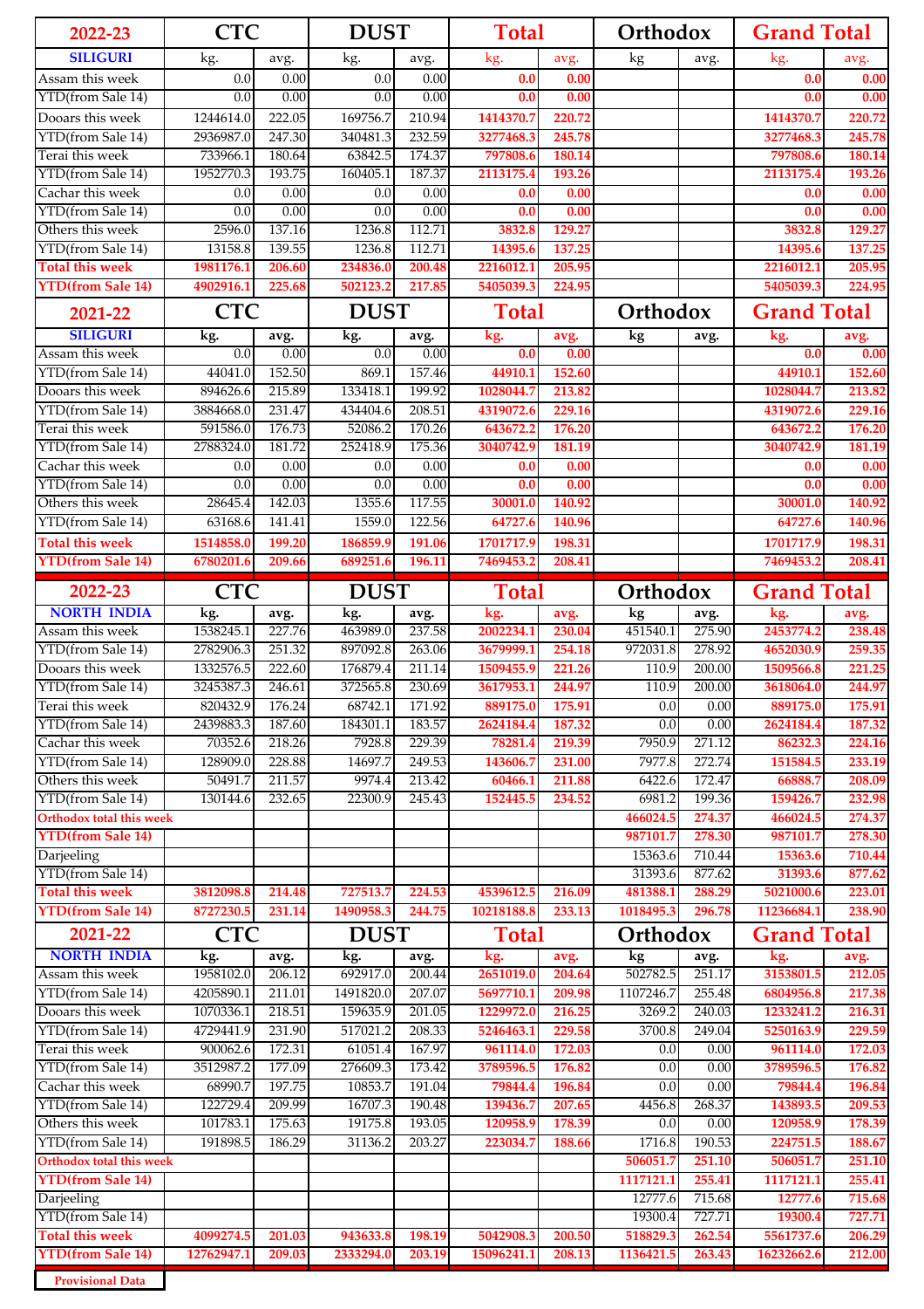| 2022-23 | CTC | | DUST | | Total | | Orthodox | | Grand Total | |
|---|---|---|---|---|---|---|---|---|---|---|
| SILIGURI | kg. | avg. | kg. | avg. | kg. | avg. | kg | avg. | kg. | avg. |
| Assam this week | 0.0 | 0.00 | 0.0 | 0.00 | 0.0 | 0.00 | | | 0.0 | 0.00 |
| YTD(from Sale 14) | 0.0 | 0.00 | 0.0 | 0.00 | 0.0 | 0.00 | | | 0.0 | 0.00 |
| Dooars this week | 1244614.0 | 222.05 | 169756.7 | 210.94 | 1414370.7 | 220.72 | | | 1414370.7 | 220.72 |
| YTD(from Sale 14) | 2936987.0 | 247.30 | 340481.3 | 232.59 | 3277468.3 | 245.78 | | | 3277468.3 | 245.78 |
| Terai this week | 733966.1 | 180.64 | 63842.5 | 174.37 | 797808.6 | 180.14 | | | 797808.6 | 180.14 |
| YTD(from Sale 14) | 1952770.3 | 193.75 | 160405.1 | 187.37 | 2113175.4 | 193.26 | | | 2113175.4 | 193.26 |
| Cachar this week | 0.0 | 0.00 | 0.0 | 0.00 | 0.0 | 0.00 | | | 0.0 | 0.00 |
| YTD(from Sale 14) | 0.0 | 0.00 | 0.0 | 0.00 | 0.0 | 0.00 | | | 0.0 | 0.00 |
| Others this week | 2596.0 | 137.16 | 1236.8 | 112.71 | 3832.8 | 129.27 | | | 3832.8 | 129.27 |
| YTD(from Sale 14) | 13158.8 | 139.55 | 1236.8 | 112.71 | 14395.6 | 137.25 | | | 14395.6 | 137.25 |
| Total this week | 1981176.1 | 206.60 | 234836.0 | 200.48 | 2216012.1 | 205.95 | | | 2216012.1 | 205.95 |
| YTD(from Sale 14) | 4902916.1 | 225.68 | 502123.2 | 217.85 | 5405039.3 | 224.95 | | | 5405039.3 | 224.95 |

| 2021-22 | CTC | | DUST | | Total | | Orthodox | | Grand Total | |
|---|---|---|---|---|---|---|---|---|---|---|
| SILIGURI | kg. | avg. | kg. | avg. | kg. | avg. | kg | avg. | kg. | avg. |
| Assam this week | 0.0 | 0.00 | 0.0 | 0.00 | 0.0 | 0.00 | | | 0.0 | 0.00 |
| YTD(from Sale 14) | 44041.0 | 152.50 | 869.1 | 157.46 | 44910.1 | 152.60 | | | 44910.1 | 152.60 |
| Dooars this week | 894626.6 | 215.89 | 133418.1 | 199.92 | 1028044.7 | 213.82 | | | 1028044.7 | 213.82 |
| YTD(from Sale 14) | 3884668.0 | 231.47 | 434404.6 | 208.51 | 4319072.6 | 229.16 | | | 4319072.6 | 229.16 |
| Terai this week | 591586.0 | 176.73 | 52086.2 | 170.26 | 643672.2 | 176.20 | | | 643672.2 | 176.20 |
| YTD(from Sale 14) | 2788324.0 | 181.72 | 252418.9 | 175.36 | 3040742.9 | 181.19 | | | 3040742.9 | 181.19 |
| Cachar this week | 0.0 | 0.00 | 0.0 | 0.00 | 0.0 | 0.00 | | | 0.0 | 0.00 |
| YTD(from Sale 14) | 0.0 | 0.00 | 0.0 | 0.00 | 0.0 | 0.00 | | | 0.0 | 0.00 |
| Others this week | 28645.4 | 142.03 | 1355.6 | 117.55 | 30001.0 | 140.92 | | | 30001.0 | 140.92 |
| YTD(from Sale 14) | 63168.6 | 141.41 | 1559.0 | 122.56 | 64727.6 | 140.96 | | | 64727.6 | 140.96 |
| Total this week | 1514858.0 | 199.20 | 186859.9 | 191.06 | 1701717.9 | 198.31 | | | 1701717.9 | 198.31 |
| YTD(from Sale 14) | 6780201.6 | 209.66 | 689251.6 | 196.11 | 7469453.2 | 208.41 | | | 7469453.2 | 208.41 |

| 2022-23 | CTC | | DUST | | Total | | Orthodox | | Grand Total | |
|---|---|---|---|---|---|---|---|---|---|---|
| NORTH INDIA | kg. | avg. | kg. | avg. | kg. | avg. | kg | avg. | kg. | avg. |
| Assam this week | 1538245.1 | 227.76 | 463989.0 | 237.58 | 2002234.1 | 230.04 | 451540.1 | 275.90 | 2453774.2 | 238.48 |
| YTD(from Sale 14) | 2782906.3 | 251.32 | 897092.8 | 263.06 | 3679999.1 | 254.18 | 972031.8 | 278.92 | 4652030.9 | 259.35 |
| Dooars this week | 1332576.5 | 222.60 | 176879.4 | 211.14 | 1509455.9 | 221.26 | 110.9 | 200.00 | 1509566.8 | 221.25 |
| YTD(from Sale 14) | 3245387.3 | 246.61 | 372565.8 | 230.69 | 3617953.1 | 244.97 | 110.9 | 200.00 | 3618064.0 | 244.97 |
| Terai this week | 820432.9 | 176.24 | 68742.1 | 171.92 | 889175.0 | 175.91 | 0.0 | 0.00 | 889175.0 | 175.91 |
| YTD(from Sale 14) | 2439883.3 | 187.60 | 184301.1 | 183.57 | 2624184.4 | 187.32 | 0.0 | 0.00 | 2624184.4 | 187.32 |
| Cachar this week | 70352.6 | 218.26 | 7928.8 | 229.39 | 78281.4 | 219.39 | 7950.9 | 271.12 | 86232.3 | 224.16 |
| YTD(from Sale 14) | 128909.0 | 228.88 | 14697.7 | 249.53 | 143606.7 | 231.00 | 7977.8 | 272.74 | 151584.5 | 233.19 |
| Others this week | 50491.7 | 211.57 | 9974.4 | 213.42 | 60466.1 | 211.88 | 6422.6 | 172.47 | 66888.7 | 208.09 |
| YTD(from Sale 14) | 130144.6 | 232.65 | 22300.9 | 245.43 | 152445.5 | 234.52 | 6981.2 | 199.36 | 159426.7 | 232.98 |
| Orthodox total this week | | | | | | | 466024.5 | 274.37 | 466024.5 | 274.37 |
| YTD(from Sale 14) | | | | | | | 987101.7 | 278.30 | 987101.7 | 278.30 |
| Darjeeling | | | | | | | 15363.6 | 710.44 | 15363.6 | 710.44 |
| YTD(from Sale 14) | | | | | | | 31393.6 | 877.62 | 31393.6 | 877.62 |
| Total this week | 3812098.8 | 214.48 | 727513.7 | 224.53 | 4539612.5 | 216.09 | 481388.1 | 288.29 | 5021000.6 | 223.01 |
| YTD(from Sale 14) | 8727230.5 | 231.14 | 1490958.3 | 244.75 | 10218188.8 | 233.13 | 1018495.3 | 296.78 | 11236684.1 | 238.90 |

| 2021-22 | CTC | | DUST | | Total | | Orthodox | | Grand Total | |
|---|---|---|---|---|---|---|---|---|---|---|
| NORTH INDIA | kg. | avg. | kg. | avg. | kg. | avg. | kg | avg. | kg. | avg. |
| Assam this week | 1958102.0 | 206.12 | 692917.0 | 200.44 | 2651019.0 | 204.64 | 502782.5 | 251.17 | 3153801.5 | 212.05 |
| YTD(from Sale 14) | 4205890.1 | 211.01 | 1491820.0 | 207.07 | 5697710.1 | 209.98 | 1107246.7 | 255.48 | 6804956.8 | 217.38 |
| Dooars this week | 1070336.1 | 218.51 | 159635.9 | 201.05 | 1229972.0 | 216.25 | 3269.2 | 240.03 | 1233241.2 | 216.31 |
| YTD(from Sale 14) | 4729441.9 | 231.90 | 517021.2 | 208.33 | 5246463.1 | 229.58 | 3700.8 | 249.04 | 5250163.9 | 229.59 |
| Terai this week | 900062.6 | 172.31 | 61051.4 | 167.97 | 961114.0 | 172.03 | 0.0 | 0.00 | 961114.0 | 172.03 |
| YTD(from Sale 14) | 3512987.2 | 177.09 | 276609.3 | 173.42 | 3789596.5 | 176.82 | 0.0 | 0.00 | 3789596.5 | 176.82 |
| Cachar this week | 68990.7 | 197.75 | 10853.7 | 191.04 | 79844.4 | 196.84 | 0.0 | 0.00 | 79844.4 | 196.84 |
| YTD(from Sale 14) | 122729.4 | 209.99 | 16707.3 | 190.48 | 139436.7 | 207.65 | 4456.8 | 268.37 | 143893.5 | 209.53 |
| Others this week | 101783.1 | 175.63 | 19175.8 | 193.05 | 120958.9 | 178.39 | 0.0 | 0.00 | 120958.9 | 178.39 |
| YTD(from Sale 14) | 191898.5 | 186.29 | 31136.2 | 203.27 | 223034.7 | 188.66 | 1716.8 | 190.53 | 224751.5 | 188.67 |
| Orthodox total this week | | | | | | | 506051.7 | 251.10 | 506051.7 | 251.10 |
| YTD(from Sale 14) | | | | | | | 1117121.1 | 255.41 | 1117121.1 | 255.41 |
| Darjeeling | | | | | | | 12777.6 | 715.68 | 12777.6 | 715.68 |
| YTD(from Sale 14) | | | | | | | 19300.4 | 727.71 | 19300.4 | 727.71 |
| Total this week | 4099274.5 | 201.03 | 943633.8 | 198.19 | 5042908.3 | 200.50 | 518829.3 | 262.54 | 5561737.6 | 206.29 |
| YTD(from Sale 14) | 12762947.1 | 209.03 | 2333294.0 | 203.19 | 15096241.1 | 208.13 | 1136421.5 | 263.43 | 16232662.6 | 212.00 |

Provisional Data